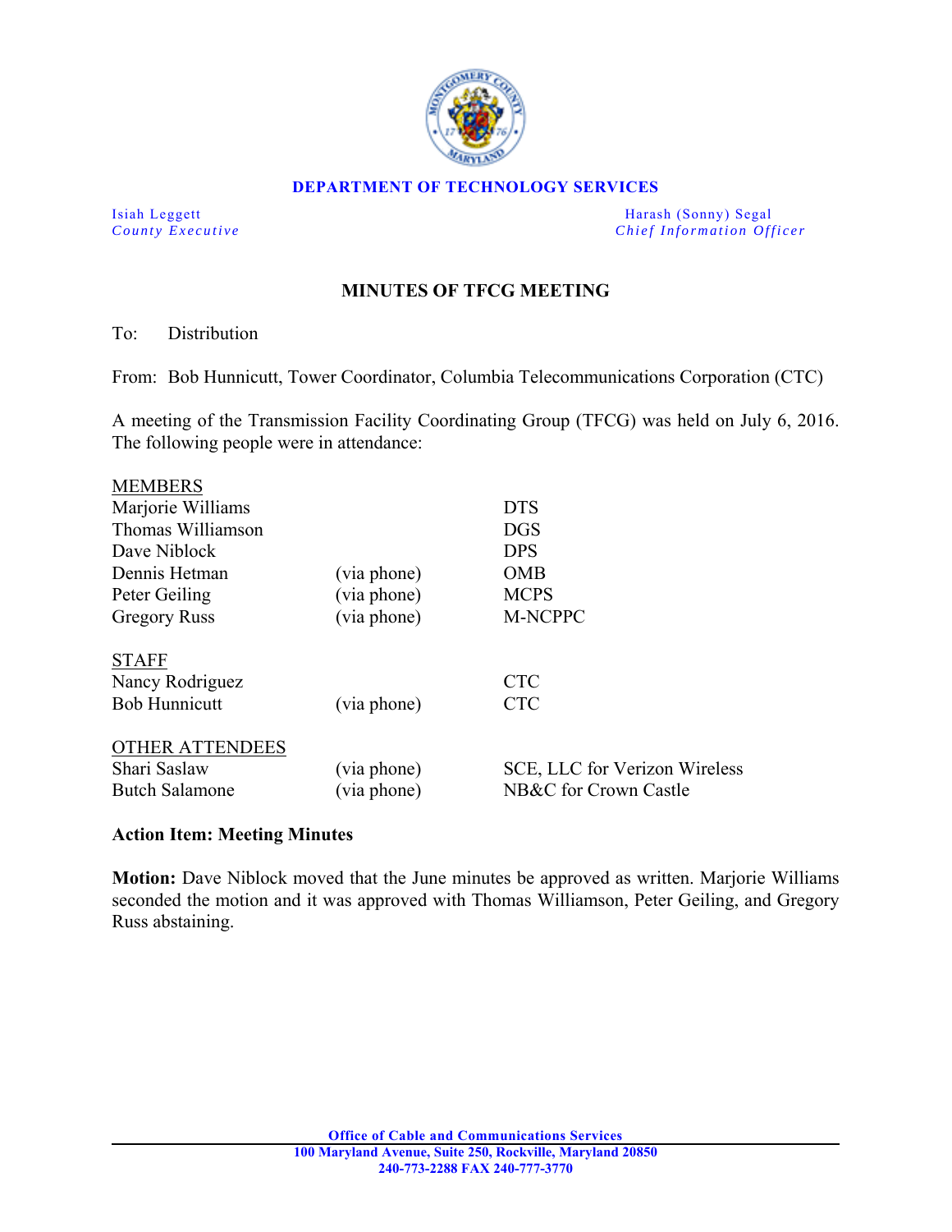**DEPARTMENT OF TECHNOLOGY SERVICES**

Isiah Leggett
*County Executive*

Harash (Sonny) Segal
*Chief Information Officer*

## MINUTES OF TFCG MEETING

To: Distribution

From: Bob Hunnicutt, Tower Coordinator, Columbia Telecommunications Corporation (CTC)

A meeting of the Transmission Facility Coordinating Group (TFCG) was held on July 6, 2016. The following people were in attendance:

| | | |
|---|---|---|
| MEMBERS | | |
| Marjorie Williams | | DTS |
| Thomas Williamson | | DGS |
| Dave Niblock | | DPS |
| Dennis Hetman | (via phone) | OMB |
| Peter Geiling | (via phone) | MCPS |
| Gregory Russ | (via phone) | M-NCPPC |
| | | |
| STAFF | | |
| Nancy Rodriguez | | CTC |
| Bob Hunnicutt | (via phone) | CTC |
| | | |
| OTHER ATTENDEES | | |
| Shari Saslaw | (via phone) | SCE, LLC for Verizon Wireless |
| Butch Salamone | (via phone) | NB&C for Crown Castle |

**Action Item: Meeting Minutes**

**Motion:** Dave Niblock moved that the June minutes be approved as written. Marjorie Williams seconded the motion and it was approved with Thomas Williamson, Peter Geiling, and Gregory Russ abstaining.

**Office of Cable and Communications Services**
**100 Maryland Avenue, Suite 250, Rockville, Maryland 20850**
**240-773-2288 FAX 240-777-3770**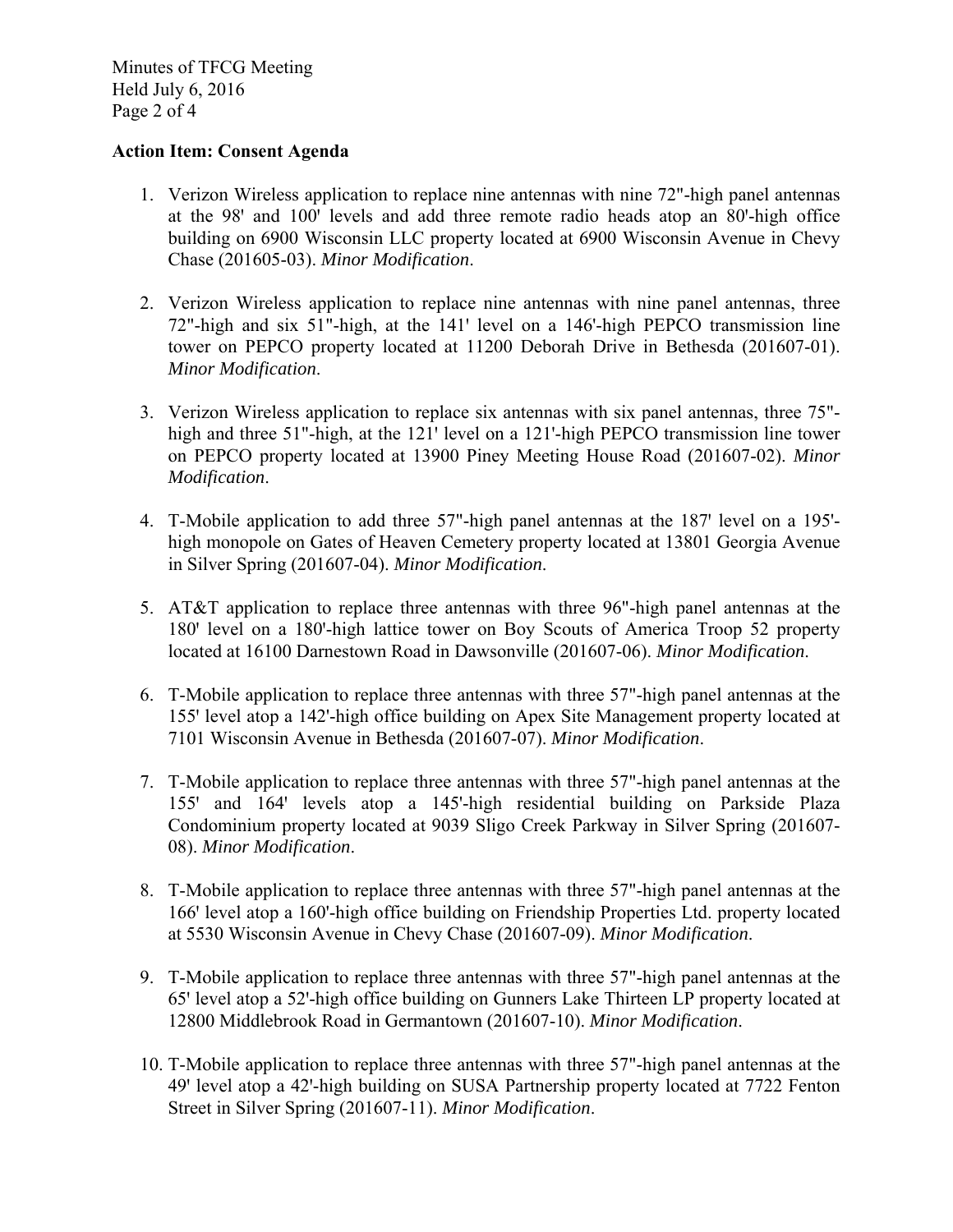**Action Item: Consent Agenda**

1. Verizon Wireless application to replace nine antennas with nine 72"-high panel antennas at the 98' and 100' levels and add three remote radio heads atop an 80'-high office building on 6900 Wisconsin LLC property located at 6900 Wisconsin Avenue in Chevy Chase (201605-03). *Minor Modification*.

2. Verizon Wireless application to replace nine antennas with nine panel antennas, three 72"-high and six 51"-high, at the 141' level on a 146'-high PEPCO transmission line tower on PEPCO property located at 11200 Deborah Drive in Bethesda (201607-01). *Minor Modification*.

3. Verizon Wireless application to replace six antennas with six panel antennas, three 75"-high and three 51"-high, at the 121' level on a 121'-high PEPCO transmission line tower on PEPCO property located at 13900 Piney Meeting House Road (201607-02). *Minor Modification*.

4. T-Mobile application to add three 57"-high panel antennas at the 187' level on a 195'-high monopole on Gates of Heaven Cemetery property located at 13801 Georgia Avenue in Silver Spring (201607-04). *Minor Modification*.

5. AT&T application to replace three antennas with three 96"-high panel antennas at the 180' level on a 180'-high lattice tower on Boy Scouts of America Troop 52 property located at 16100 Darnestown Road in Dawsonville (201607-06). *Minor Modification*.

6. T-Mobile application to replace three antennas with three 57"-high panel antennas at the 155' level atop a 142'-high office building on Apex Site Management property located at 7101 Wisconsin Avenue in Bethesda (201607-07). *Minor Modification*.

7. T-Mobile application to replace three antennas with three 57"-high panel antennas at the 155' and 164' levels atop a 145'-high residential building on Parkside Plaza Condominium property located at 9039 Sligo Creek Parkway in Silver Spring (201607-08). *Minor Modification*.

8. T-Mobile application to replace three antennas with three 57"-high panel antennas at the 166' level atop a 160'-high office building on Friendship Properties Ltd. property located at 5530 Wisconsin Avenue in Chevy Chase (201607-09). *Minor Modification*.

9. T-Mobile application to replace three antennas with three 57"-high panel antennas at the 65' level atop a 52'-high office building on Gunners Lake Thirteen LP property located at 12800 Middlebrook Road in Germantown (201607-10). *Minor Modification*.

10. T-Mobile application to replace three antennas with three 57"-high panel antennas at the 49' level atop a 42'-high building on SUSA Partnership property located at 7722 Fenton Street in Silver Spring (201607-11). *Minor Modification*.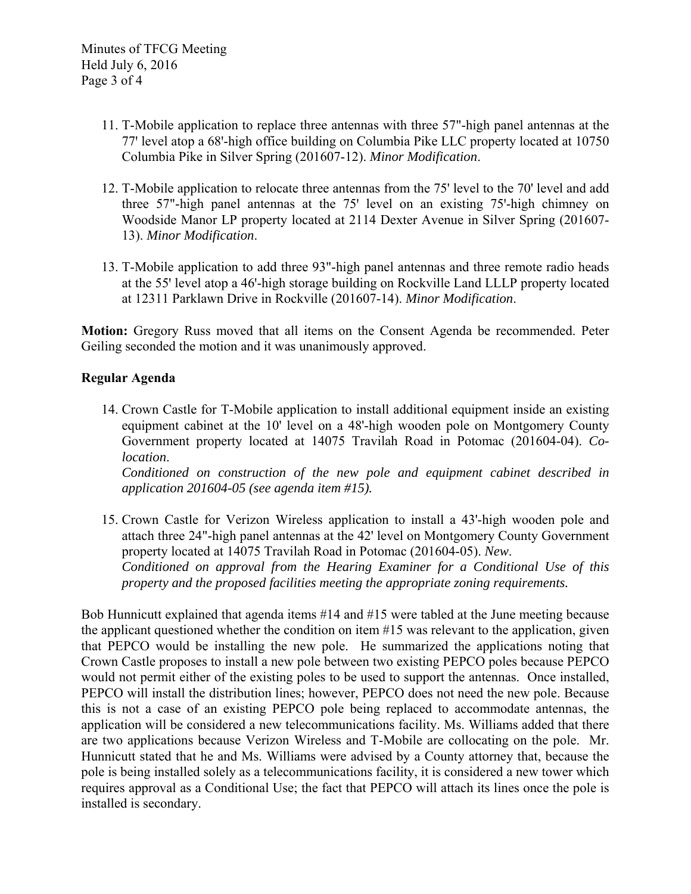11. T-Mobile application to replace three antennas with three 57"-high panel antennas at the 77' level atop a 68'-high office building on Columbia Pike LLC property located at 10750 Columbia Pike in Silver Spring (201607-12). *Minor Modification*.

12. T-Mobile application to relocate three antennas from the 75' level to the 70' level and add three 57"-high panel antennas at the 75' level on an existing 75'-high chimney on Woodside Manor LP property located at 2114 Dexter Avenue in Silver Spring (201607-13). *Minor Modification*.

13. T-Mobile application to add three 93"-high panel antennas and three remote radio heads at the 55' level atop a 46'-high storage building on Rockville Land LLLP property located at 12311 Parklawn Drive in Rockville (201607-14). *Minor Modification*.

**Motion:** Gregory Russ moved that all items on the Consent Agenda be recommended. Peter Geiling seconded the motion and it was unanimously approved.

**Regular Agenda**

14. Crown Castle for T-Mobile application to install additional equipment inside an existing equipment cabinet at the 10' level on a 48'-high wooden pole on Montgomery County Government property located at 14075 Travilah Road in Potomac (201604-04). *Co-location*.
    *Conditioned on construction of the new pole and equipment cabinet described in application 201604-05 (see agenda item #15).*

15. Crown Castle for Verizon Wireless application to install a 43'-high wooden pole and attach three 24"-high panel antennas at the 42' level on Montgomery County Government property located at 14075 Travilah Road in Potomac (201604-05). *New*.
    *Conditioned on approval from the Hearing Examiner for a Conditional Use of this property and the proposed facilities meeting the appropriate zoning requirements.*

Bob Hunnicutt explained that agenda items #14 and #15 were tabled at the June meeting because the applicant questioned whether the condition on item #15 was relevant to the application, given that PEPCO would be installing the new pole. He summarized the applications noting that Crown Castle proposes to install a new pole between two existing PEPCO poles because PEPCO would not permit either of the existing poles to be used to support the antennas. Once installed, PEPCO will install the distribution lines; however, PEPCO does not need the new pole. Because this is not a case of an existing PEPCO pole being replaced to accommodate antennas, the application will be considered a new telecommunications facility. Ms. Williams added that there are two applications because Verizon Wireless and T-Mobile are collocating on the pole. Mr. Hunnicutt stated that he and Ms. Williams were advised by a County attorney that, because the pole is being installed solely as a telecommunications facility, it is considered a new tower which requires approval as a Conditional Use; the fact that PEPCO will attach its lines once the pole is installed is secondary.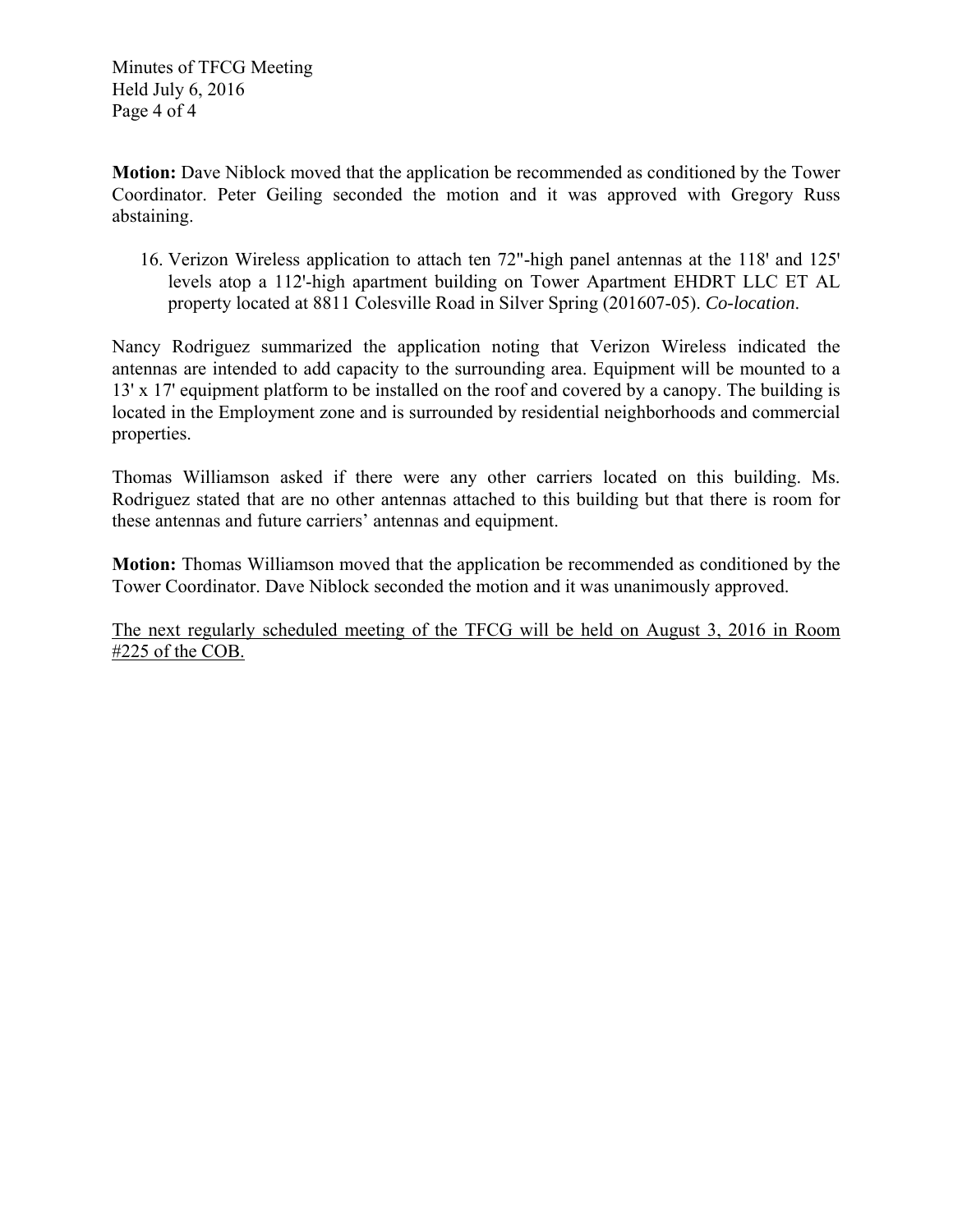**Motion:** Dave Niblock moved that the application be recommended as conditioned by the Tower Coordinator. Peter Geiling seconded the motion and it was approved with Gregory Russ abstaining.

16. Verizon Wireless application to attach ten 72"-high panel antennas at the 118' and 125' levels atop a 112'-high apartment building on Tower Apartment EHDRT LLC ET AL property located at 8811 Colesville Road in Silver Spring (201607-05). *Co-location*.

Nancy Rodriguez summarized the application noting that Verizon Wireless indicated the antennas are intended to add capacity to the surrounding area. Equipment will be mounted to a 13' x 17' equipment platform to be installed on the roof and covered by a canopy. The building is located in the Employment zone and is surrounded by residential neighborhoods and commercial properties.

Thomas Williamson asked if there were any other carriers located on this building. Ms. Rodriguez stated that are no other antennas attached to this building but that there is room for these antennas and future carriers' antennas and equipment.

**Motion:** Thomas Williamson moved that the application be recommended as conditioned by the Tower Coordinator. Dave Niblock seconded the motion and it was unanimously approved.

<u>The next regularly scheduled meeting of the TFCG will be held on August 3, 2016 in Room #225 of the COB.</u>